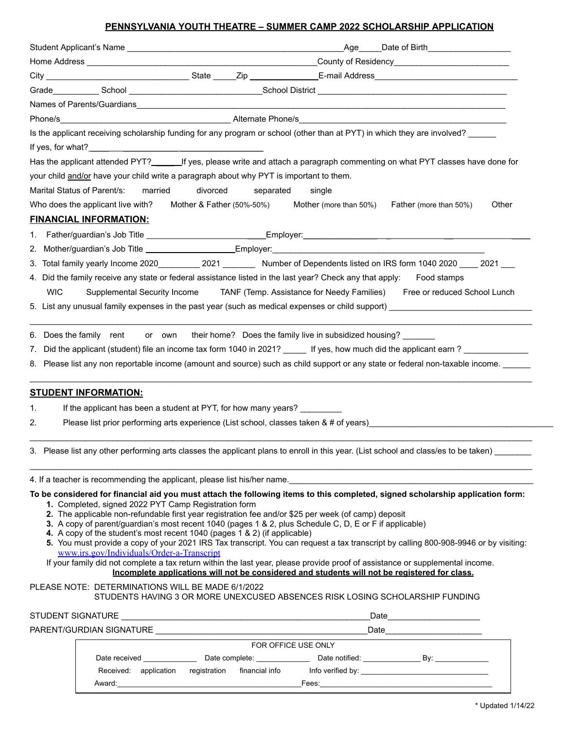## PENNSYLVANIA YOUTH THEATRE – SUMMER CAMP 2022 SCHOLARSHIP APPLICATION

Student Applicant's Name _______________________________________________Age_____Date of Birth__________________

Home Address ___________________________________________________County of Residency________________________

City ______________________________ State _____Zip _______________E-mail Address_______________________________

Grade__________ School ____________________________School District ________________________________________

Names of Parents/Guardians_____________________________________________________________________________

Phone/s____________________________________ Alternate Phone/s__________________________________________

Is the applicant receiving scholarship funding for any program or school (other than at PYT) in which they are involved? ______

If yes, for what?_________________________________

Has the applicant attended PYT?______If yes, please write and attach a paragraph commenting on what PYT classes have done for your child and/or have your child write a paragraph about why PYT is important to them.

Marital Status of Parent/s: married divorced separated single

Who does the applicant live with? Mother & Father (50%-50%) Mother (more than 50%) Father (more than 50%) Other

### FINANCIAL INFORMATION:

1. Father/guardian's Job Title ____________________________Employer:_____________________________________________
2. Mother/guardian's Job Title ____________________Employer:_______________________________________________
3. Total family yearly Income 2020_________ 2021 _______ Number of Dependents listed on IRS form 1040 2020 ____ 2021 ___
4. Did the family receive any state or federal assistance listed in the last year? Check any that apply: Food stamps WIC Supplemental Security Income TANF (Temp. Assistance for Needy Families) Free or reduced School Lunch
5. List any unusual family expenses in the past year (such as medical expenses or child support) ______________________________ ______________________________________________________________________________________________
6. Does the family rent or own their home? Does the family live in subsidized housing? _______
7. Did the applicant (student) file an income tax form 1040 in 2021? _____ If yes, how much did the applicant earn ? _____________
8. Please list any non reportable income (amount and source) such as child support or any state or federal non-taxable income. ______ ______________________________________________________________________________________________

### STUDENT INFORMATION:

1. If the applicant has been a student at PYT, for how many years? _________
2. Please list prior performing arts experience (List school, classes taken & # of years)_________________________________________ ______________________________________________________________________________________________
3. Please list any other performing arts classes the applicant plans to enroll in this year. (List school and class/es to be taken) ________ ______________________________________________________________________________________________
4. If a teacher is recommending the applicant, please list his/her name.__________________________________________________

**To be considered for financial aid you must attach the following items to this completed, signed scholarship application form:**

1. Completed, signed 2022 PYT Camp Registration form
2. The applicable non-refundable first year registration fee and/or $25 per week (of camp) deposit
3. A copy of parent/guardian's most recent 1040 (pages 1 & 2, plus Schedule C, D, E or F if applicable)
4. A copy of the student's most recent 1040 (pages 1 & 2) (if applicable)
5. You must provide a copy of your 2021 IRS Tax transcript. You can request a tax transcript by calling 800-908-9946 or by visiting: www.irs.gov/Individuals/Order-a-Transcript

If your family did not complete a tax return within the last year, please provide proof of assistance or supplemental income.

**Incomplete applications will not be considered and students will not be registered for class.**

PLEASE NOTE: DETERMINATIONS WILL BE MADE 6/1/2022
STUDENTS HAVING 3 OR MORE UNEXCUSED ABSENCES RISK LOSING SCHOLARSHIP FUNDING

STUDENT SIGNATURE ______________________________________________________Date____________________

PARENT/GURDIAN SIGNATURE _______________________________________________Date_____________________

FOR OFFICE USE ONLY

Date received _____________ Date complete: _____________ Date notified: _____________ By: _____________

Received: application registration financial info Info verified by: ______________________________

Award:____________________________________________Fees:__________________________________________

\* Updated 1/14/22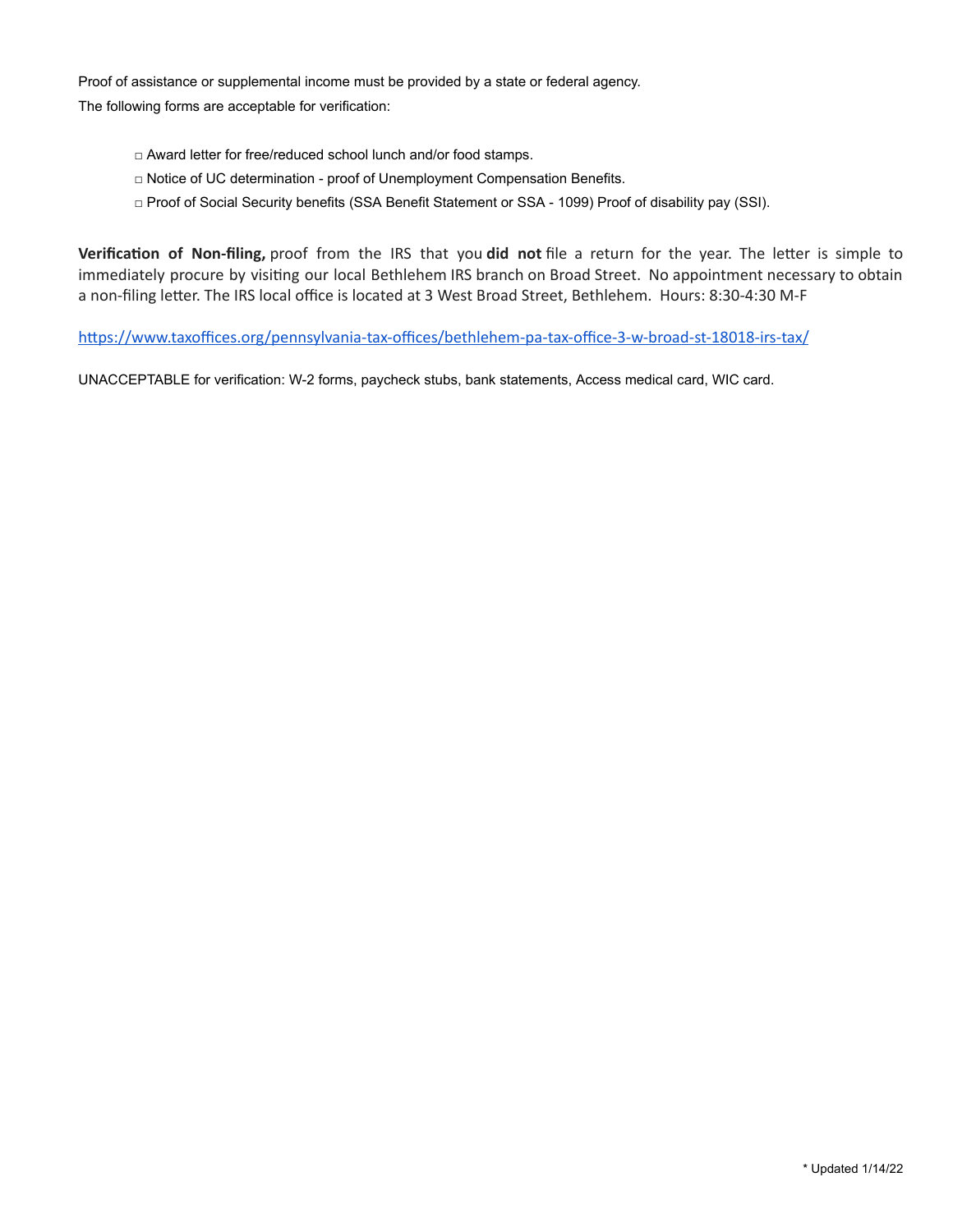Proof of assistance or supplemental income must be provided by a state or federal agency.

The following forms are acceptable for verification:

- □ Award letter for free/reduced school lunch and/or food stamps.
- □ Notice of UC determination - proof of Unemployment Compensation Benefits.
- □ Proof of Social Security benefits (SSA Benefit Statement or SSA - 1099) Proof of disability pay (SSI).

**Verification of Non-filing,** proof from the IRS that you **did not** file a return for the year. The letter is simple to immediately procure by visiting our local Bethlehem IRS branch on Broad Street. No appointment necessary to obtain a non-filing letter. The IRS local office is located at 3 West Broad Street, Bethlehem. Hours: 8:30-4:30 M-F

https://www.taxoffices.org/pennsylvania-tax-offices/bethlehem-pa-tax-office-3-w-broad-st-18018-irs-tax/

UNACCEPTABLE for verification: W-2 forms, paycheck stubs, bank statements, Access medical card, WIC card.

* Updated 1/14/22